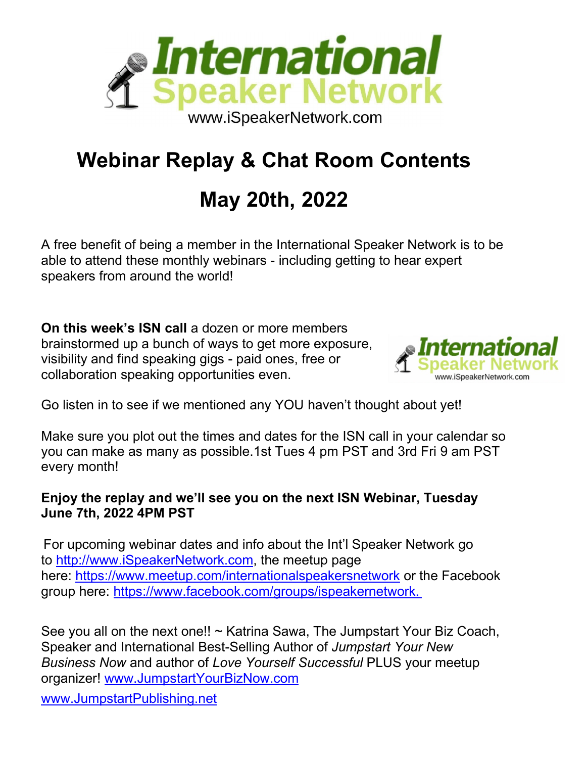# International Speaker Network

www.iSpeakerNetwork.com

# Webinar Replay & Chat Room Contents

# May 20th, 2022

A free benefit of being a member in the International Speaker Network is to be able to attend these monthly webinars - including getting to hear expert speakers from around the world!

**On this week's ISN call** a dozen or more members brainstormed up a bunch of ways to get more exposure, visibility and find speaking gigs - paid ones, free or collaboration speaking opportunities even.

International Speaker Network
www.iSpeakerNetwork.com

Go listen in to see if we mentioned any YOU haven't thought about yet!

Make sure you plot out the times and dates for the ISN call in your calendar so you can make as many as possible.1st Tues 4 pm PST and 3rd Fri 9 am PST every month!

**Enjoy the replay and we'll see you on the next ISN Webinar, Tuesday June 7th, 2022 4PM PST**

For upcoming webinar dates and info about the Int'l Speaker Network go to http://www.iSpeakerNetwork.com, the meetup page here: https://www.meetup.com/internationalspeakersnetwork or the Facebook group here: https://www.facebook.com/groups/ispeakernetwork.

See you all on the next one!! ~ Katrina Sawa, The Jumpstart Your Biz Coach, Speaker and International Best-Selling Author of *Jumpstart Your New Business Now* and author of *Love Yourself Successful* PLUS your meetup organizer! www.JumpstartYourBizNow.com

www.JumpstartPublishing.net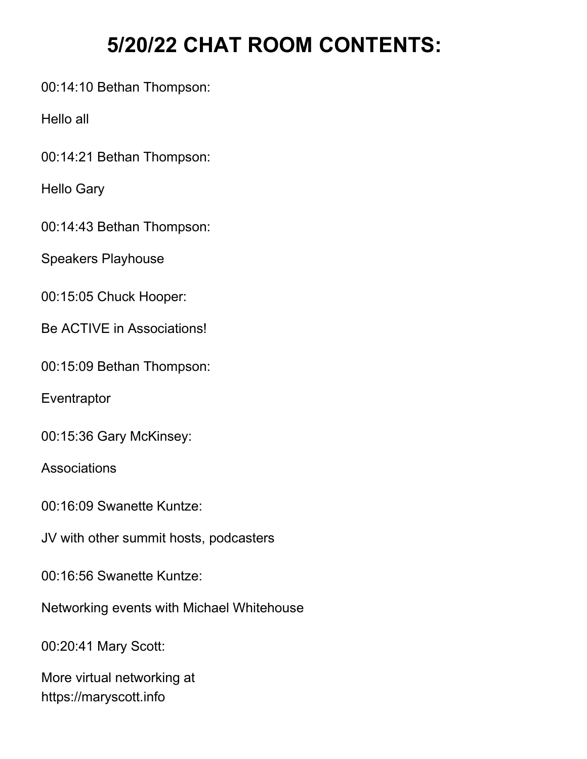# 5/20/22 CHAT ROOM CONTENTS:

00:14:10 Bethan Thompson:

Hello all

00:14:21 Bethan Thompson:

Hello Gary

00:14:43 Bethan Thompson:

Speakers Playhouse

00:15:05 Chuck Hooper:

Be ACTIVE in Associations!

00:15:09 Bethan Thompson:

Eventraptor

00:15:36 Gary McKinsey:

Associations

00:16:09 Swanette Kuntze:

JV with other summit hosts, podcasters

00:16:56 Swanette Kuntze:

Networking events with Michael Whitehouse

00:20:41 Mary Scott:

More virtual networking at
https://maryscott.info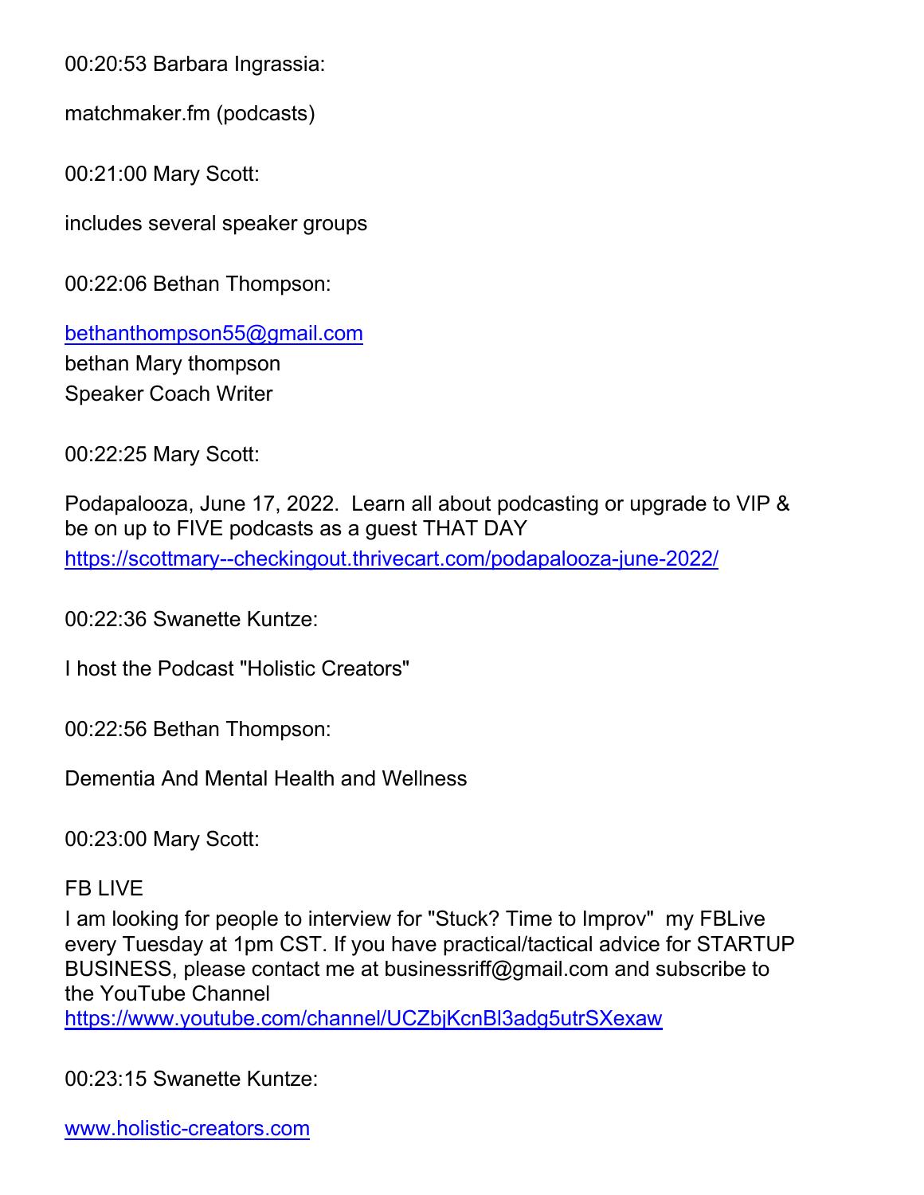00:20:53 Barbara Ingrassia:

matchmaker.fm (podcasts)

00:21:00 Mary Scott:

includes several speaker groups

00:22:06 Bethan Thompson:

bethanthompson55@gmail.com
bethan Mary thompson
Speaker Coach Writer

00:22:25 Mary Scott:

Podapalooza, June 17, 2022. Learn all about podcasting or upgrade to VIP & be on up to FIVE podcasts as a guest THAT DAY
https://scottmary--checkingout.thrivecart.com/podapalooza-june-2022/

00:22:36 Swanette Kuntze:

I host the Podcast "Holistic Creators"

00:22:56 Bethan Thompson:

Dementia And Mental Health and Wellness

00:23:00 Mary Scott:

FB LIVE
I am looking for people to interview for "Stuck? Time to Improv" my FBLive every Tuesday at 1pm CST. If you have practical/tactical advice for STARTUP BUSINESS, please contact me at businessriff@gmail.com and subscribe to the YouTube Channel
https://www.youtube.com/channel/UCZbjKcnBl3adg5utrSXexaw

00:23:15 Swanette Kuntze:

www.holistic-creators.com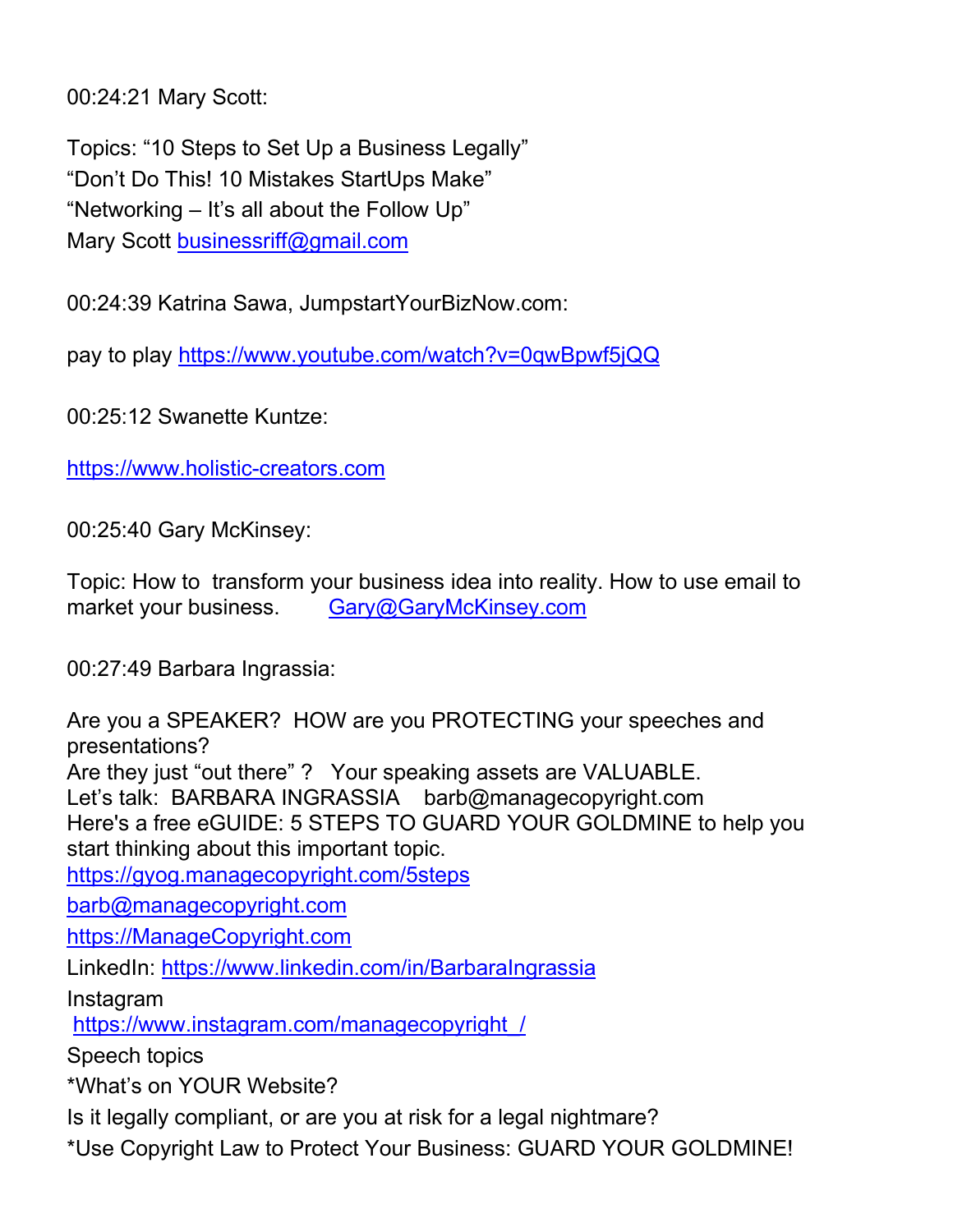00:24:21 Mary Scott:

Topics: “10 Steps to Set Up a Business Legally”
“Don’t Do This! 10 Mistakes StartUps Make”
“Networking – It’s all about the Follow Up”
Mary Scott businessriff@gmail.com

00:24:39 Katrina Sawa, JumpstartYourBizNow.com:

pay to play https://www.youtube.com/watch?v=0qwBpwf5jQQ

00:25:12 Swanette Kuntze:

https://www.holistic-creators.com

00:25:40 Gary McKinsey:

Topic: How to transform your business idea into reality. How to use email to market your business. Gary@GaryMcKinsey.com

00:27:49 Barbara Ingrassia:

Are you a SPEAKER? HOW are you PROTECTING your speeches and presentations?
Are they just “out there” ? Your speaking assets are VALUABLE.
Let’s talk: BARBARA INGRASSIA barb@managecopyright.com
Here's a free eGUIDE: 5 STEPS TO GUARD YOUR GOLDMINE to help you start thinking about this important topic.
https://gyog.managecopyright.com/5steps
barb@managecopyright.com
https://ManageCopyright.com
LinkedIn: https://www.linkedin.com/in/BarbaraIngrassia
Instagram
https://www.instagram.com/managecopyright_/
Speech topics
*What’s on YOUR Website?
Is it legally compliant, or are you at risk for a legal nightmare?
*Use Copyright Law to Protect Your Business: GUARD YOUR GOLDMINE!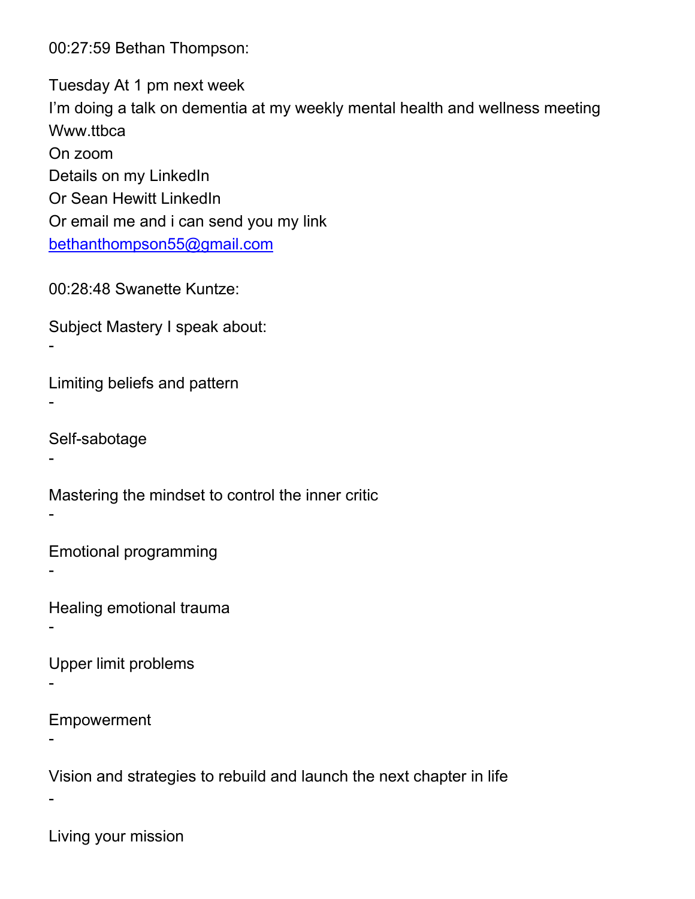00:27:59 Bethan Thompson:

Tuesday At 1 pm next week
I'm doing a talk on dementia at my weekly mental health and wellness meeting
Www.ttbca
On zoom
Details on my LinkedIn
Or Sean Hewitt LinkedIn
Or email me and i can send you my link
bethanthompson55@gmail.com

00:28:48 Swanette Kuntze:

Subject Mastery I speak about:
-

Limiting beliefs and pattern
-

Self-sabotage
-

Mastering the mindset to control the inner critic
-

Emotional programming
-

Healing emotional trauma
-

Upper limit problems
-

Empowerment
-

Vision and strategies to rebuild and launch the next chapter in life
-

Living your mission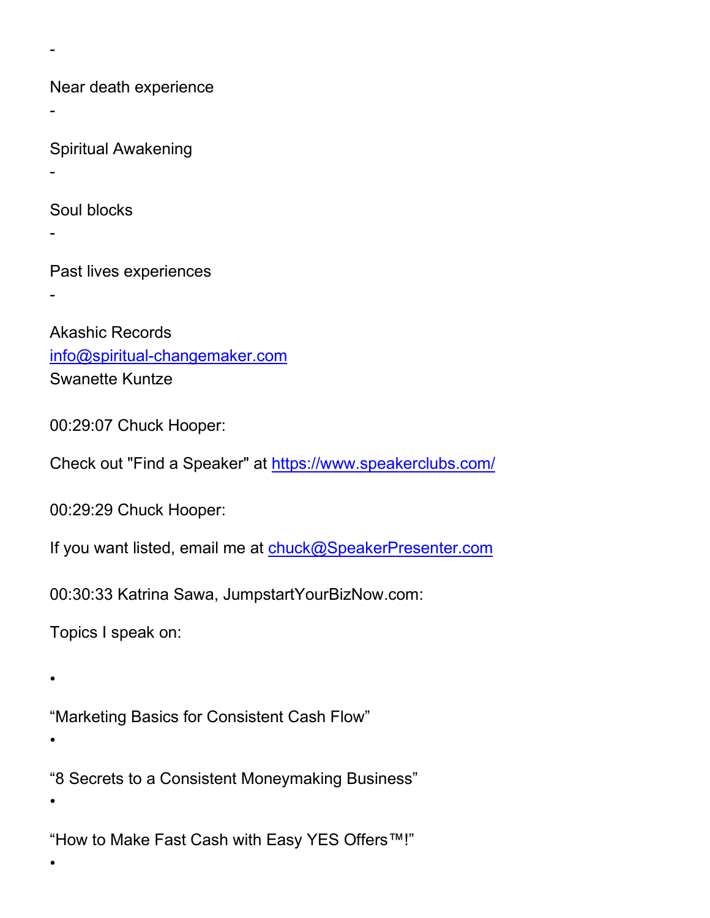-

Near death experience

-

Spiritual Awakening

-

Soul blocks

-

Past lives experiences

-

Akashic Records
info@spiritual-changemaker.com
Swanette Kuntze

00:29:07 Chuck Hooper:

Check out "Find a Speaker" at https://www.speakerclubs.com/

00:29:29 Chuck Hooper:

If you want listed, email me at chuck@SpeakerPresenter.com

00:30:33 Katrina Sawa, JumpstartYourBizNow.com:

Topics I speak on:

•

“Marketing Basics for Consistent Cash Flow”

•

“8 Secrets to a Consistent Moneymaking Business”

•

“How to Make Fast Cash with Easy YES Offers™!”

•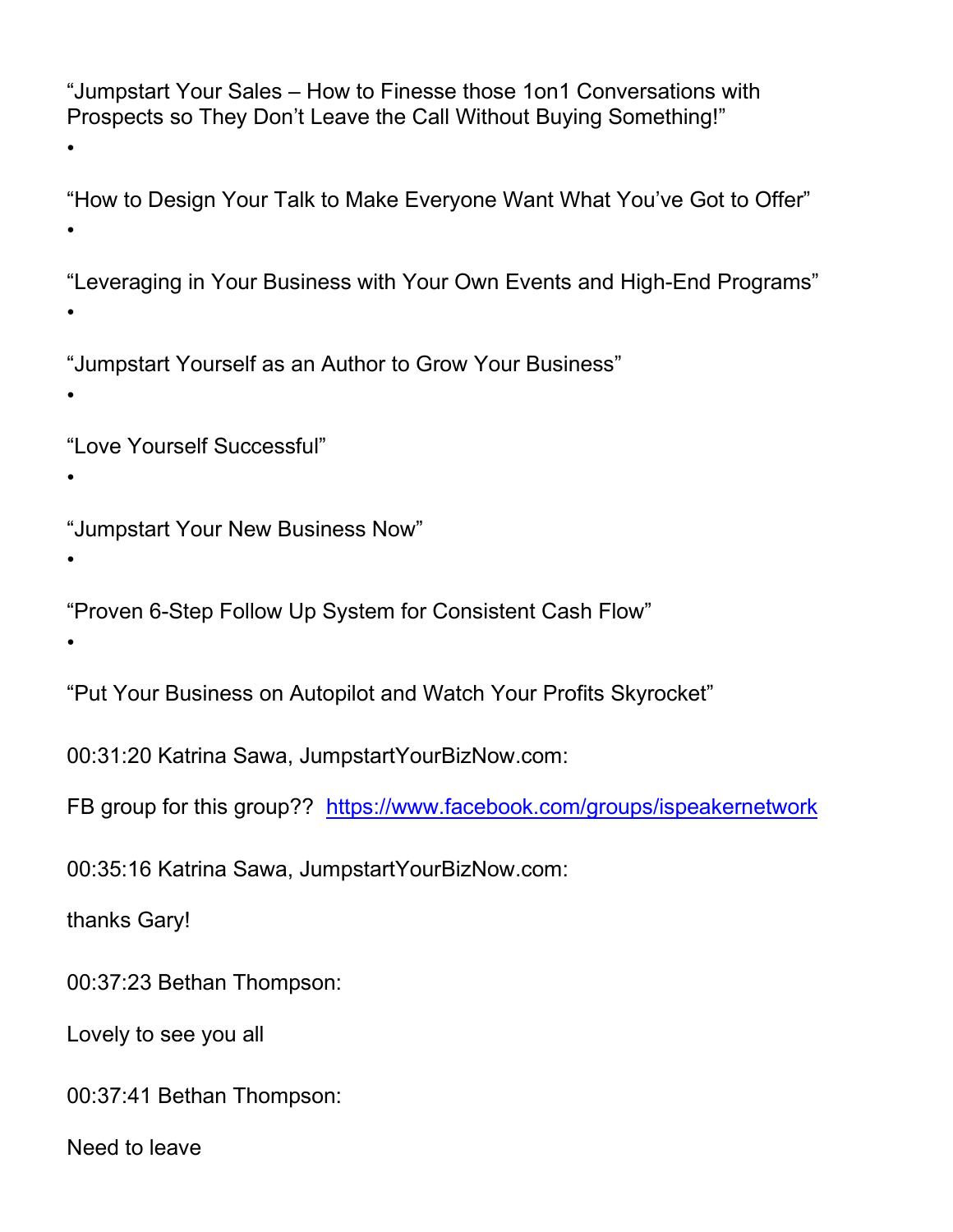"Jumpstart Your Sales – How to Finesse those 1on1 Conversations with Prospects so They Don't Leave the Call Without Buying Something!"

•

"How to Design Your Talk to Make Everyone Want What You've Got to Offer"

•

"Leveraging in Your Business with Your Own Events and High-End Programs"

•

"Jumpstart Yourself as an Author to Grow Your Business"

•

"Love Yourself Successful"

•

"Jumpstart Your New Business Now"

•

"Proven 6-Step Follow Up System for Consistent Cash Flow"

•

"Put Your Business on Autopilot and Watch Your Profits Skyrocket"

00:31:20 Katrina Sawa, JumpstartYourBizNow.com:

FB group for this group?? https://www.facebook.com/groups/ispeakernetwork

00:35:16 Katrina Sawa, JumpstartYourBizNow.com:

thanks Gary!

00:37:23 Bethan Thompson:

Lovely to see you all

00:37:41 Bethan Thompson:

Need to leave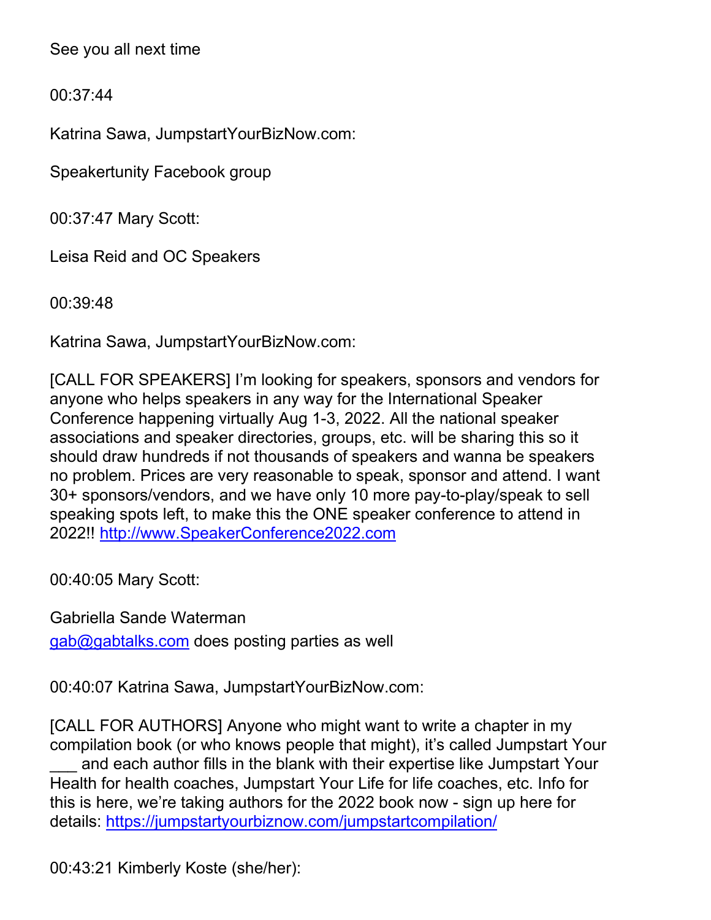See you all next time

00:37:44

Katrina Sawa, JumpstartYourBizNow.com:

Speakertunity Facebook group

00:37:47 Mary Scott:

Leisa Reid and OC Speakers

00:39:48

Katrina Sawa, JumpstartYourBizNow.com:

[CALL FOR SPEAKERS] I'm looking for speakers, sponsors and vendors for anyone who helps speakers in any way for the International Speaker Conference happening virtually Aug 1-3, 2022. All the national speaker associations and speaker directories, groups, etc. will be sharing this so it should draw hundreds if not thousands of speakers and wanna be speakers no problem. Prices are very reasonable to speak, sponsor and attend. I want 30+ sponsors/vendors, and we have only 10 more pay-to-play/speak to sell speaking spots left, to make this the ONE speaker conference to attend in 2022!! http://www.SpeakerConference2022.com

00:40:05 Mary Scott:

Gabriella Sande Waterman
gab@gabtalks.com does posting parties as well

00:40:07 Katrina Sawa, JumpstartYourBizNow.com:

[CALL FOR AUTHORS] Anyone who might want to write a chapter in my compilation book (or who knows people that might), it's called Jumpstart Your ___ and each author fills in the blank with their expertise like Jumpstart Your Health for health coaches, Jumpstart Your Life for life coaches, etc. Info for this is here, we're taking authors for the 2022 book now - sign up here for details: https://jumpstartyourbiznow.com/jumpstartcompilation/

00:43:21 Kimberly Koste (she/her):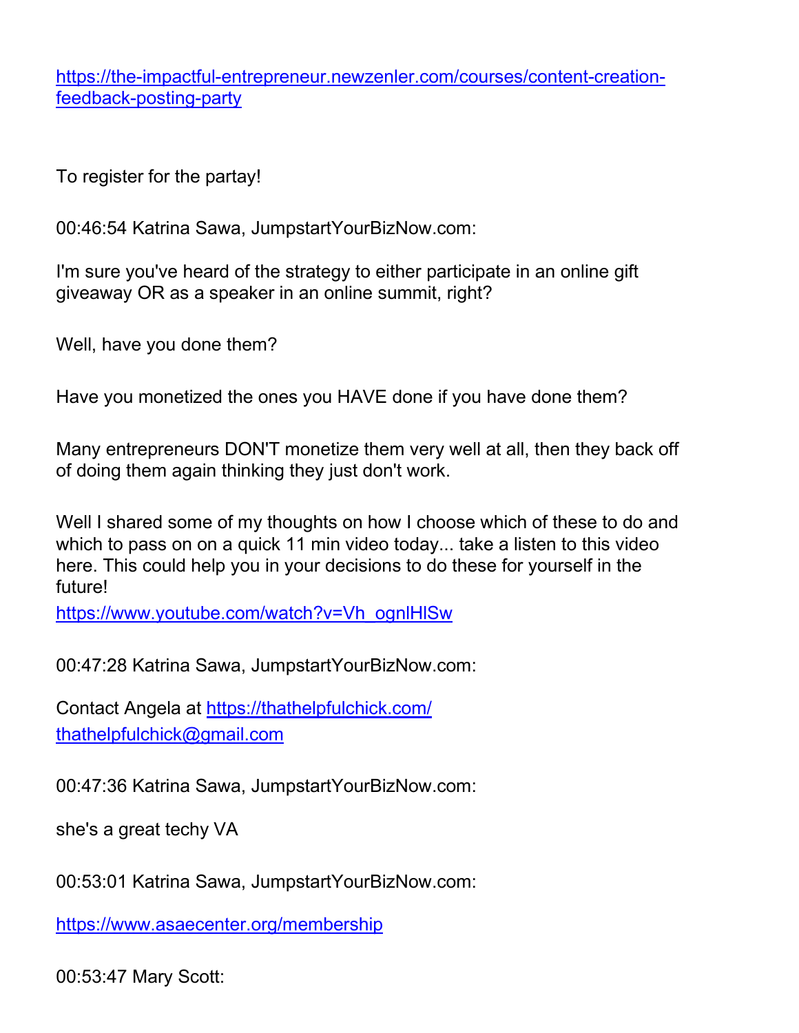https://the-impactful-entrepreneur.newzenler.com/courses/content-creation-feedback-posting-party

To register for the partay!

00:46:54 Katrina Sawa, JumpstartYourBizNow.com:

I'm sure you've heard of the strategy to either participate in an online gift giveaway OR as a speaker in an online summit, right?

Well, have you done them?

Have you monetized the ones you HAVE done if you have done them?

Many entrepreneurs DON'T monetize them very well at all, then they back off of doing them again thinking they just don't work.

Well I shared some of my thoughts on how I choose which of these to do and which to pass on on a quick 11 min video today... take a listen to this video here. This could help you in your decisions to do these for yourself in the future!
https://www.youtube.com/watch?v=Vh_ognlHlSw

00:47:28 Katrina Sawa, JumpstartYourBizNow.com:

Contact Angela at https://thathelpfulchick.com/
thathelpfulchick@gmail.com

00:47:36 Katrina Sawa, JumpstartYourBizNow.com:

she's a great techy VA

00:53:01 Katrina Sawa, JumpstartYourBizNow.com:

https://www.asaecenter.org/membership

00:53:47 Mary Scott: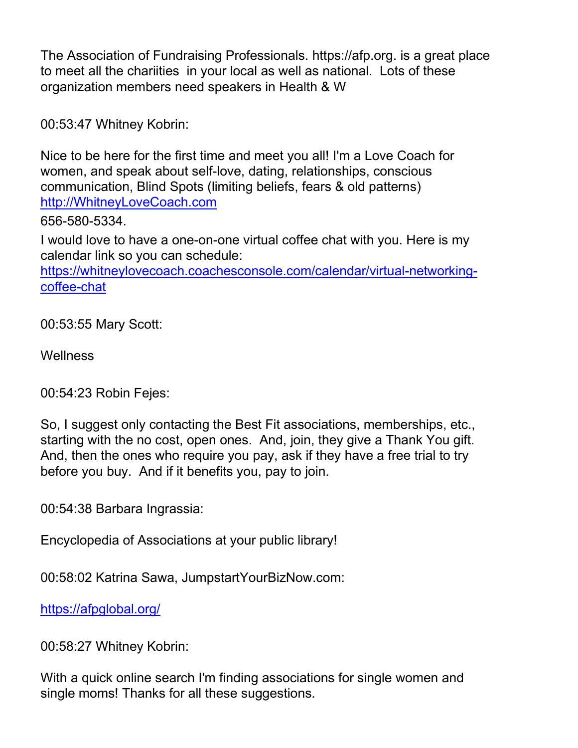The Association of Fundraising Professionals. https://afp.org. is a great place to meet all the chariities in your local as well as national. Lots of these organization members need speakers in Health & W

00:53:47 Whitney Kobrin:

Nice to be here for the first time and meet you all! I'm a Love Coach for women, and speak about self-love, dating, relationships, conscious communication, Blind Spots (limiting beliefs, fears & old patterns) http://WhitneyLoveCoach.com
656-580-5334.
I would love to have a one-on-one virtual coffee chat with you. Here is my calendar link so you can schedule: https://whitneylovecoach.coachesconsole.com/calendar/virtual-networking-coffee-chat

00:53:55 Mary Scott:

Wellness

00:54:23 Robin Fejes:

So, I suggest only contacting the Best Fit associations, memberships, etc., starting with the no cost, open ones. And, join, they give a Thank You gift. And, then the ones who require you pay, ask if they have a free trial to try before you buy. And if it benefits you, pay to join.

00:54:38 Barbara Ingrassia:

Encyclopedia of Associations at your public library!

00:58:02 Katrina Sawa, JumpstartYourBizNow.com:

https://afpglobal.org/

00:58:27 Whitney Kobrin:

With a quick online search I'm finding associations for single women and single moms! Thanks for all these suggestions.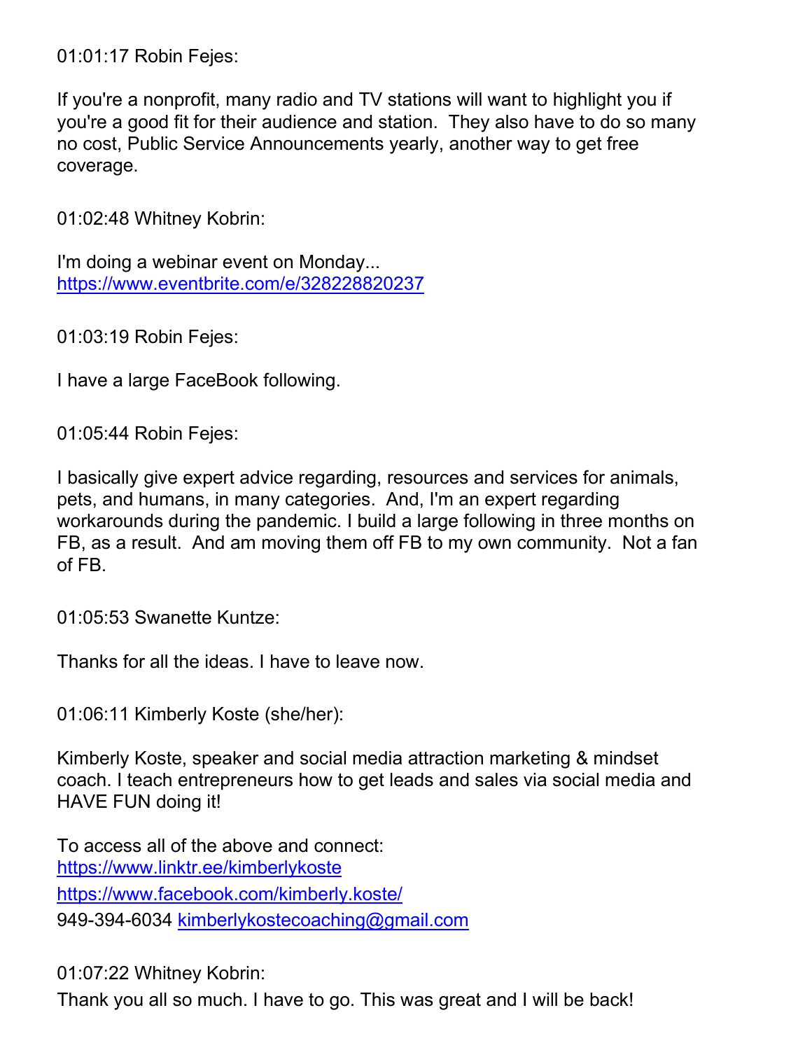01:01:17 Robin Fejes:

If you're a nonprofit, many radio and TV stations will want to highlight you if you're a good fit for their audience and station. They also have to do so many no cost, Public Service Announcements yearly, another way to get free coverage.

01:02:48 Whitney Kobrin:

I'm doing a webinar event on Monday...
https://www.eventbrite.com/e/328228820237

01:03:19 Robin Fejes:

I have a large FaceBook following.

01:05:44 Robin Fejes:

I basically give expert advice regarding, resources and services for animals, pets, and humans, in many categories. And, I'm an expert regarding workarounds during the pandemic. I build a large following in three months on FB, as a result. And am moving them off FB to my own community. Not a fan of FB.

01:05:53 Swanette Kuntze:

Thanks for all the ideas. I have to leave now.

01:06:11 Kimberly Koste (she/her):

Kimberly Koste, speaker and social media attraction marketing & mindset coach. I teach entrepreneurs how to get leads and sales via social media and HAVE FUN doing it!

To access all of the above and connect:
https://www.linktr.ee/kimberlykoste
https://www.facebook.com/kimberly.koste/
949-394-6034 kimberlykostecoaching@gmail.com

01:07:22 Whitney Kobrin:
Thank you all so much. I have to go. This was great and I will be back!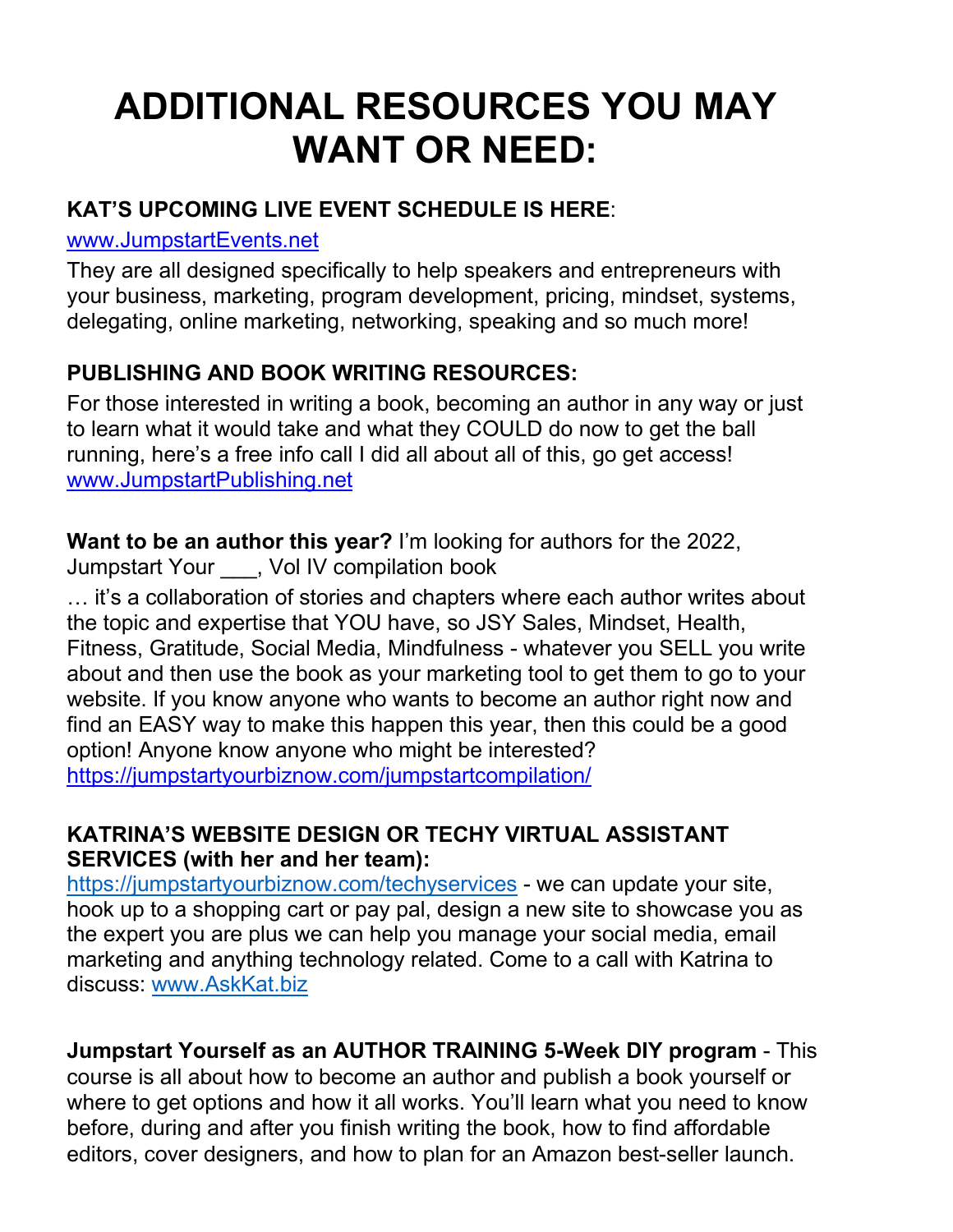# ADDITIONAL RESOURCES YOU MAY WANT OR NEED:

**KAT'S UPCOMING LIVE EVENT SCHEDULE IS HERE**:

www.JumpstartEvents.net

They are all designed specifically to help speakers and entrepreneurs with your business, marketing, program development, pricing, mindset, systems, delegating, online marketing, networking, speaking and so much more!

**PUBLISHING AND BOOK WRITING RESOURCES:**

For those interested in writing a book, becoming an author in any way or just to learn what it would take and what they COULD do now to get the ball running, here's a free info call I did all about all of this, go get access! www.JumpstartPublishing.net

**Want to be an author this year?** I'm looking for authors for the 2022, Jumpstart Your ___, Vol IV compilation book

… it's a collaboration of stories and chapters where each author writes about the topic and expertise that YOU have, so JSY Sales, Mindset, Health, Fitness, Gratitude, Social Media, Mindfulness - whatever you SELL you write about and then use the book as your marketing tool to get them to go to your website. If you know anyone who wants to become an author right now and find an EASY way to make this happen this year, then this could be a good option! Anyone know anyone who might be interested? https://jumpstartyourbiznow.com/jumpstartcompilation/

**KATRINA'S WEBSITE DESIGN OR TECHY VIRTUAL ASSISTANT SERVICES (with her and her team):**

https://jumpstartyourbiznow.com/techyservices - we can update your site, hook up to a shopping cart or pay pal, design a new site to showcase you as the expert you are plus we can help you manage your social media, email marketing and anything technology related. Come to a call with Katrina to discuss: www.AskKat.biz

**Jumpstart Yourself as an AUTHOR TRAINING 5-Week DIY program** - This course is all about how to become an author and publish a book yourself or where to get options and how it all works. You'll learn what you need to know before, during and after you finish writing the book, how to find affordable editors, cover designers, and how to plan for an Amazon best-seller launch.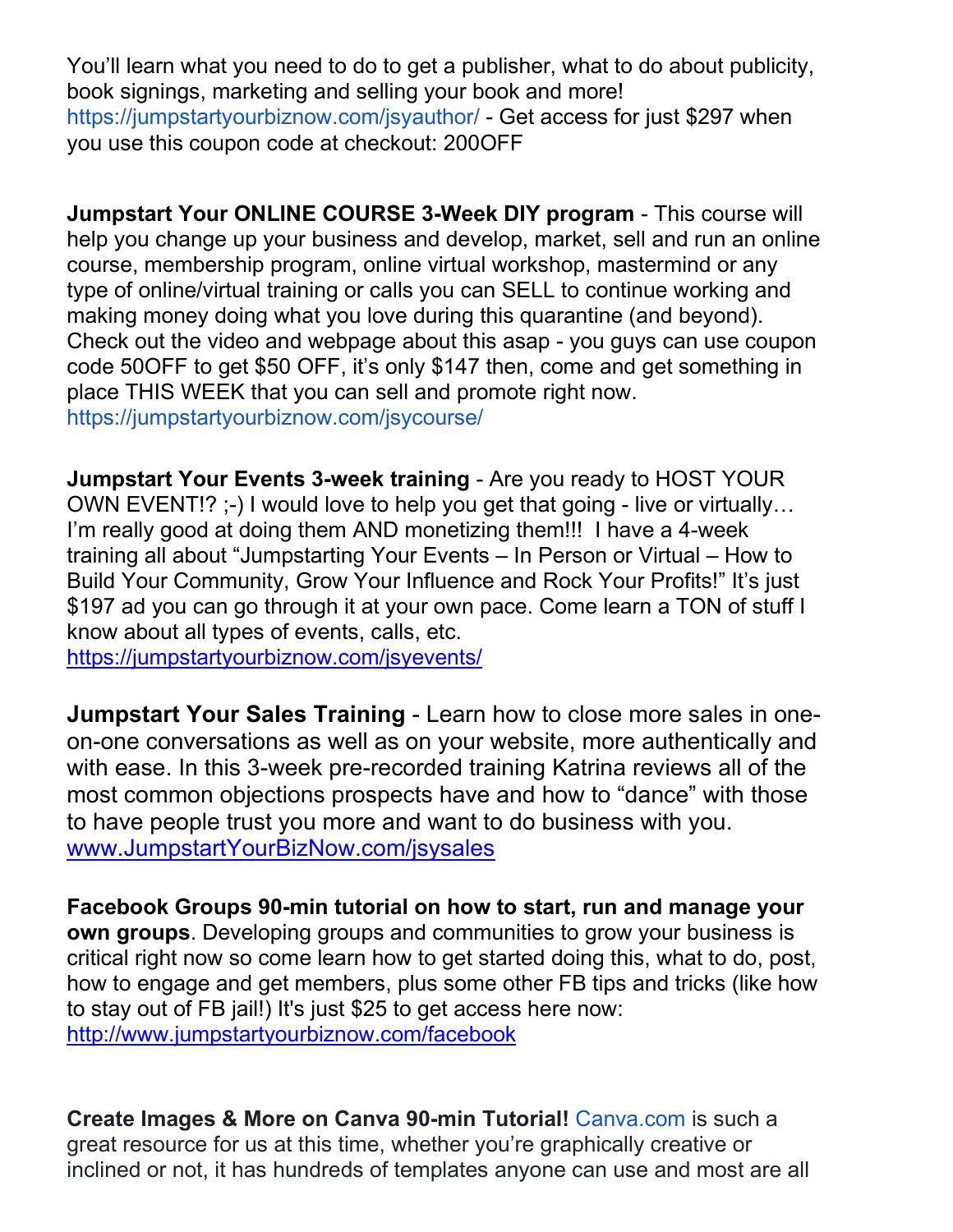You'll learn what you need to do to get a publisher, what to do about publicity, book signings, marketing and selling your book and more! https://jumpstartyourbiznow.com/jsyauthor/ - Get access for just $297 when you use this coupon code at checkout: 200OFF

**Jumpstart Your ONLINE COURSE 3-Week DIY program** - This course will help you change up your business and develop, market, sell and run an online course, membership program, online virtual workshop, mastermind or any type of online/virtual training or calls you can SELL to continue working and making money doing what you love during this quarantine (and beyond). Check out the video and webpage about this asap - you guys can use coupon code 50OFF to get $50 OFF, it's only $147 then, come and get something in place THIS WEEK that you can sell and promote right now. https://jumpstartyourbiznow.com/jsycourse/

**Jumpstart Your Events 3-week training** - Are you ready to HOST YOUR OWN EVENT!? ;-) I would love to help you get that going - live or virtually… I'm really good at doing them AND monetizing them!!! I have a 4-week training all about "Jumpstarting Your Events – In Person or Virtual – How to Build Your Community, Grow Your Influence and Rock Your Profits!" It's just $197 ad you can go through it at your own pace. Come learn a TON of stuff I know about all types of events, calls, etc. https://jumpstartyourbiznow.com/jsyevents/

**Jumpstart Your Sales Training** - Learn how to close more sales in one-on-one conversations as well as on your website, more authentically and with ease. In this 3-week pre-recorded training Katrina reviews all of the most common objections prospects have and how to "dance" with those to have people trust you more and want to do business with you. www.JumpstartYourBizNow.com/jsysales

**Facebook Groups 90-min tutorial on how to start, run and manage your own groups**. Developing groups and communities to grow your business is critical right now so come learn how to get started doing this, what to do, post, how to engage and get members, plus some other FB tips and tricks (like how to stay out of FB jail!) It's just $25 to get access here now: http://www.jumpstartyourbiznow.com/facebook

**Create Images & More on Canva 90-min Tutorial!** Canva.com is such a great resource for us at this time, whether you're graphically creative or inclined or not, it has hundreds of templates anyone can use and most are all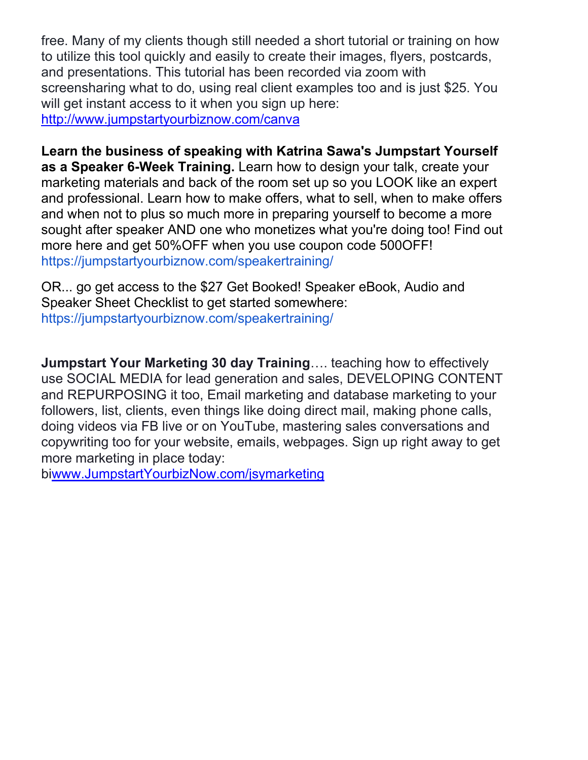free. Many of my clients though still needed a short tutorial or training on how to utilize this tool quickly and easily to create their images, flyers, postcards, and presentations. This tutorial has been recorded via zoom with screensharing what to do, using real client examples too and is just $25. You will get instant access to it when you sign up here: http://www.jumpstartyourbiznow.com/canva

**Learn the business of speaking with Katrina Sawa's Jumpstart Yourself as a Speaker 6-Week Training.** Learn how to design your talk, create your marketing materials and back of the room set up so you LOOK like an expert and professional. Learn how to make offers, what to sell, when to make offers and when not to plus so much more in preparing yourself to become a more sought after speaker AND one who monetizes what you're doing too! Find out more here and get 50%OFF when you use coupon code 500OFF! https://jumpstartyourbiznow.com/speakertraining/

OR... go get access to the $27 Get Booked! Speaker eBook, Audio and Speaker Sheet Checklist to get started somewhere: https://jumpstartyourbiznow.com/speakertraining/

**Jumpstart Your Marketing 30 day Training**…. teaching how to effectively use SOCIAL MEDIA for lead generation and sales, DEVELOPING CONTENT and REPURPOSING it too, Email marketing and database marketing to your followers, list, clients, even things like doing direct mail, making phone calls, doing videos via FB live or on YouTube, mastering sales conversations and copywriting too for your website, emails, webpages. Sign up right away to get more marketing in place today:
biwww.JumpstartYourbizNow.com/jsymarketing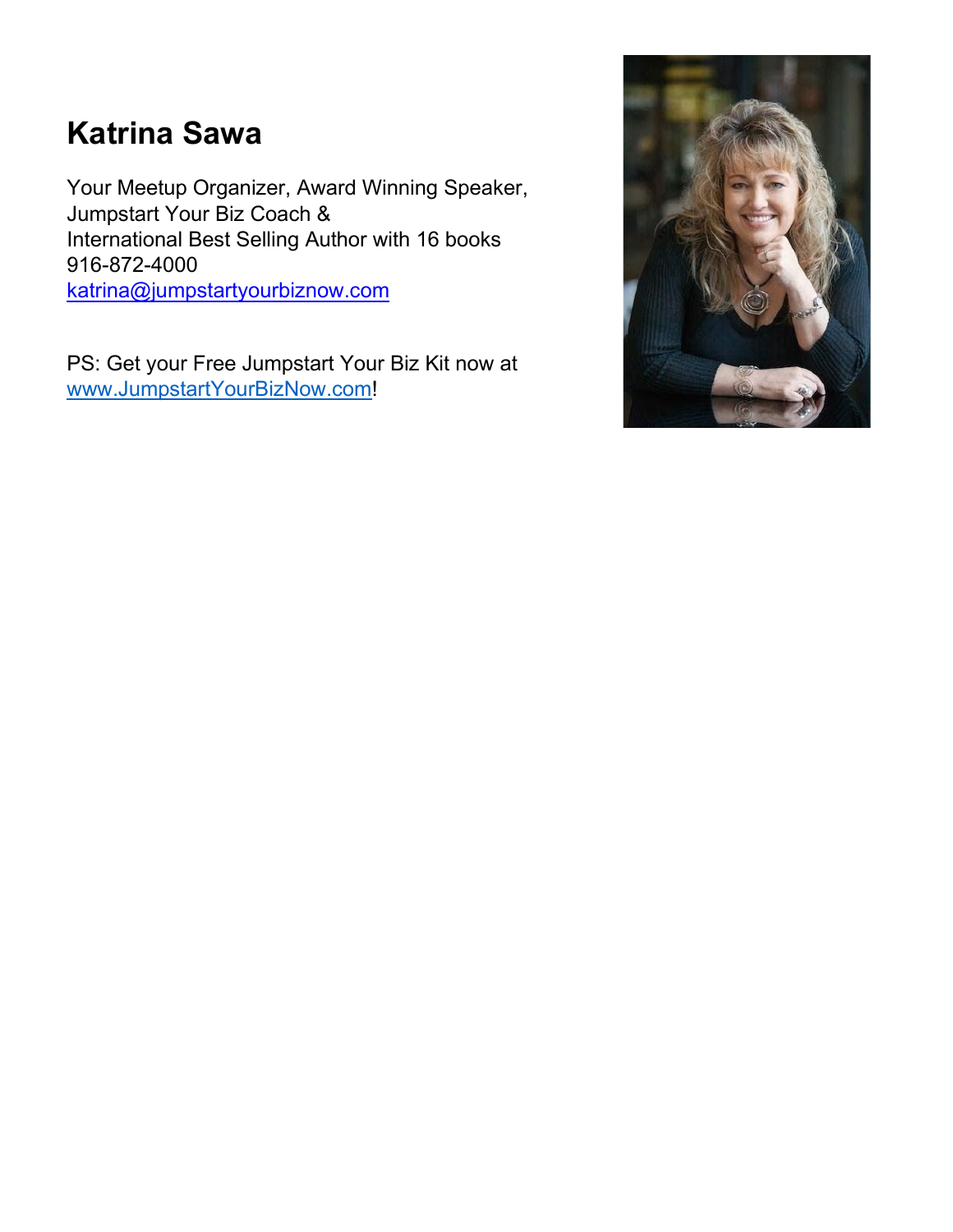# Katrina Sawa

Your Meetup Organizer, Award Winning Speaker,
Jumpstart Your Biz Coach &
International Best Selling Author with 16 books
916-872-4000
katrina@jumpstartyourbiznow.com

PS: Get your Free Jumpstart Your Biz Kit now at www.JumpstartYourBizNow.com!